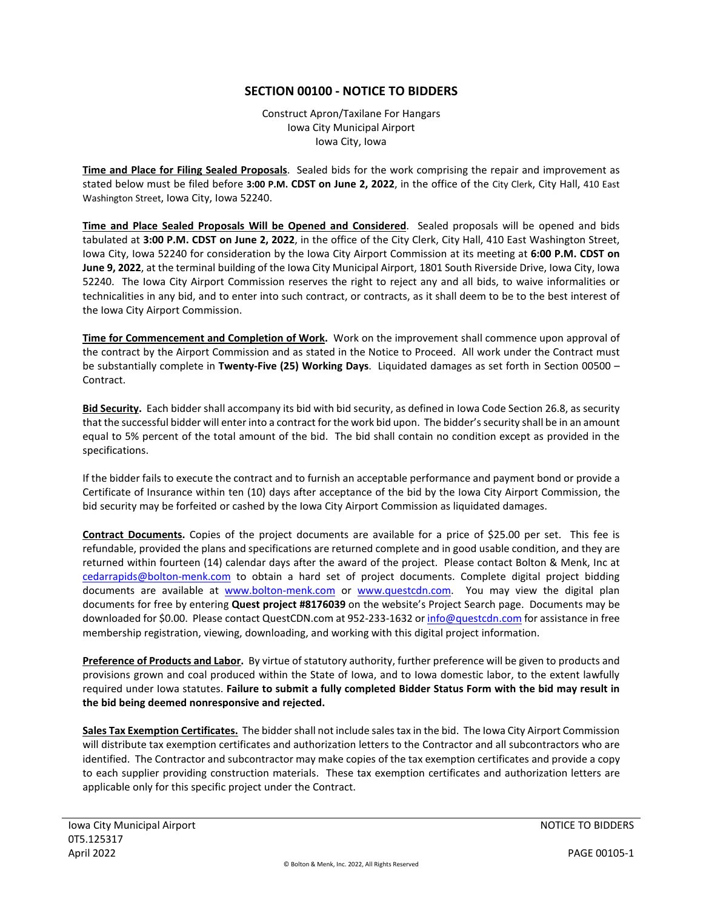# SECTION 00100 - NOTICE TO BIDDERS

Construct Apron/Taxilane For Hangars
Iowa City Municipal Airport
Iowa City, Iowa

**Time and Place for Filing Sealed Proposals**. Sealed bids for the work comprising the repair and improvement as stated below must be filed before **3:00 P.M. CDST on June 2, 2022**, in the office of the City Clerk, City Hall, 410 East Washington Street, Iowa City, Iowa 52240.

**Time and Place Sealed Proposals Will be Opened and Considered**. Sealed proposals will be opened and bids tabulated at **3:00 P.M. CDST on June 2, 2022**, in the office of the City Clerk, City Hall, 410 East Washington Street, Iowa City, Iowa 52240 for consideration by the Iowa City Airport Commission at its meeting at **6:00 P.M. CDST on June 9, 2022**, at the terminal building of the Iowa City Municipal Airport, 1801 South Riverside Drive, Iowa City, Iowa 52240. The Iowa City Airport Commission reserves the right to reject any and all bids, to waive informalities or technicalities in any bid, and to enter into such contract, or contracts, as it shall deem to be to the best interest of the Iowa City Airport Commission.

**Time for Commencement and Completion of Work.** Work on the improvement shall commence upon approval of the contract by the Airport Commission and as stated in the Notice to Proceed. All work under the Contract must be substantially complete in **Twenty-Five (25) Working Days**. Liquidated damages as set forth in Section 00500 – Contract.

**Bid Security.** Each bidder shall accompany its bid with bid security, as defined in Iowa Code Section 26.8, as security that the successful bidder will enter into a contract for the work bid upon. The bidder's security shall be in an amount equal to 5% percent of the total amount of the bid. The bid shall contain no condition except as provided in the specifications.

If the bidder fails to execute the contract and to furnish an acceptable performance and payment bond or provide a Certificate of Insurance within ten (10) days after acceptance of the bid by the Iowa City Airport Commission, the bid security may be forfeited or cashed by the Iowa City Airport Commission as liquidated damages.

**Contract Documents.** Copies of the project documents are available for a price of $25.00 per set. This fee is refundable, provided the plans and specifications are returned complete and in good usable condition, and they are returned within fourteen (14) calendar days after the award of the project. Please contact Bolton & Menk, Inc at cedarrapids@bolton-menk.com to obtain a hard set of project documents. Complete digital project bidding documents are available at www.bolton-menk.com or www.questcdn.com. You may view the digital plan documents for free by entering **Quest project #8176039** on the website's Project Search page. Documents may be downloaded for $0.00. Please contact QuestCDN.com at 952-233-1632 or info@questcdn.com for assistance in free membership registration, viewing, downloading, and working with this digital project information.

**Preference of Products and Labor.** By virtue of statutory authority, further preference will be given to products and provisions grown and coal produced within the State of Iowa, and to Iowa domestic labor, to the extent lawfully required under Iowa statutes. **Failure to submit a fully completed Bidder Status Form with the bid may result in the bid being deemed nonresponsive and rejected.**

**Sales Tax Exemption Certificates.** The bidder shall not include sales tax in the bid. The Iowa City Airport Commission will distribute tax exemption certificates and authorization letters to the Contractor and all subcontractors who are identified. The Contractor and subcontractor may make copies of the tax exemption certificates and provide a copy to each supplier providing construction materials. These tax exemption certificates and authorization letters are applicable only for this specific project under the Contract.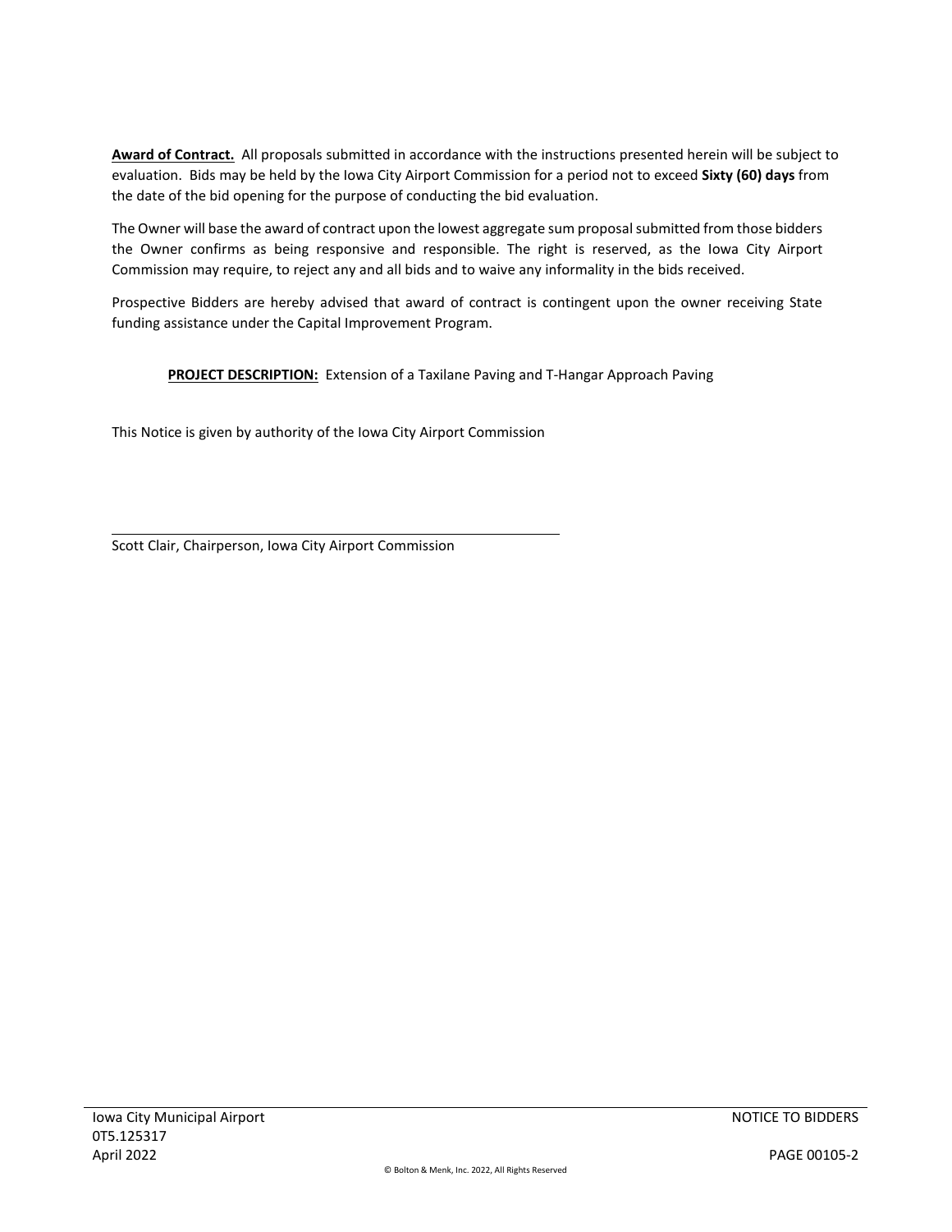**Award of Contract.** All proposals submitted in accordance with the instructions presented herein will be subject to evaluation. Bids may be held by the Iowa City Airport Commission for a period not to exceed **Sixty (60) days** from the date of the bid opening for the purpose of conducting the bid evaluation.

The Owner will base the award of contract upon the lowest aggregate sum proposal submitted from those bidders the Owner confirms as being responsive and responsible. The right is reserved, as the Iowa City Airport Commission may require, to reject any and all bids and to waive any informality in the bids received.

Prospective Bidders are hereby advised that award of contract is contingent upon the owner receiving State funding assistance under the Capital Improvement Program.

**PROJECT DESCRIPTION:** Extension of a Taxilane Paving and T-Hangar Approach Paving

This Notice is given by authority of the Iowa City Airport Commission

\_\_\_\_\_\_\_\_\_\_\_\_\_\_\_\_\_\_\_\_\_\_\_\_\_\_\_\_\_\_\_\_\_\_\_\_\_\_\_\_\_\_\_\_

Scott Clair, Chairperson, Iowa City Airport Commission